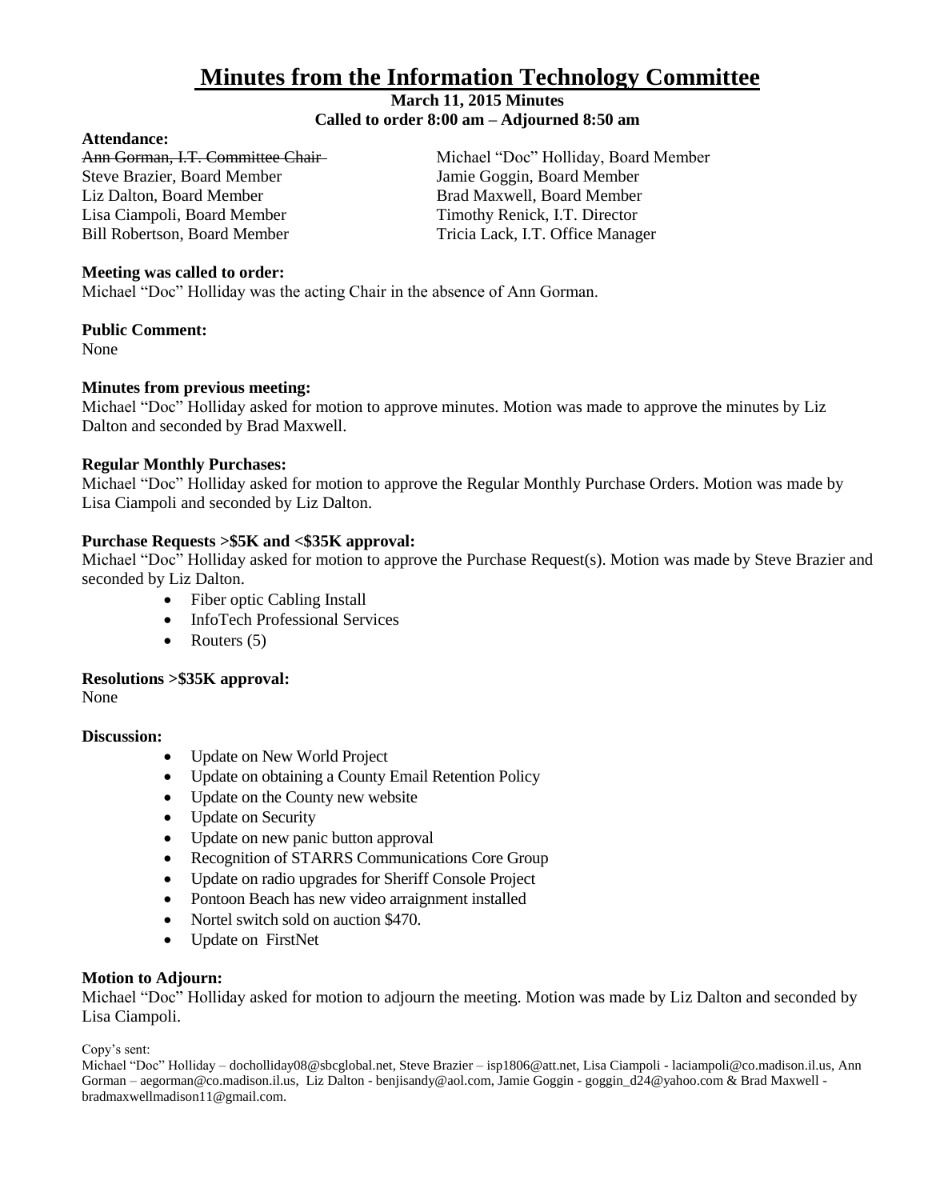# Minutes from the Information Technology Committee

**March 11, 2015 Minutes**
**Called to order 8:00 am – Adjourned 8:50 am**

**Attendance:**

~~Ann Gorman, I.T. Committee Chair~~
Steve Brazier, Board Member
Liz Dalton, Board Member
Lisa Ciampoli, Board Member
Bill Robertson, Board Member
Michael "Doc" Holliday, Board Member
Jamie Goggin, Board Member
Brad Maxwell, Board Member
Timothy Renick, I.T. Director
Tricia Lack, I.T. Office Manager

**Meeting was called to order:**
Michael "Doc" Holliday was the acting Chair in the absence of Ann Gorman.

**Public Comment:**
None

**Minutes from previous meeting:**
Michael "Doc" Holliday asked for motion to approve minutes. Motion was made to approve the minutes by Liz Dalton and seconded by Brad Maxwell.

**Regular Monthly Purchases:**
Michael "Doc" Holliday asked for motion to approve the Regular Monthly Purchase Orders. Motion was made by Lisa Ciampoli and seconded by Liz Dalton.

**Purchase Requests >$5K and <$35K approval:**
Michael "Doc" Holliday asked for motion to approve the Purchase Request(s). Motion was made by Steve Brazier and seconded by Liz Dalton.

- Fiber optic Cabling Install
- InfoTech Professional Services
- Routers (5)

**Resolutions >$35K approval:**
None

**Discussion:**

- Update on New World Project
- Update on obtaining a County Email Retention Policy
- Update on the County new website
- Update on Security
- Update on new panic button approval
- Recognition of STARRS Communications Core Group
- Update on radio upgrades for Sheriff Console Project
- Pontoon Beach has new video arraignment installed
- Nortel switch sold on auction $470.
- Update on FirstNet

**Motion to Adjourn:**
Michael "Doc" Holliday asked for motion to adjourn the meeting. Motion was made by Liz Dalton and seconded by Lisa Ciampoli.

Copy's sent:
Michael "Doc" Holliday – docholliday08@sbcglobal.net, Steve Brazier – isp1806@att.net, Lisa Ciampoli - laciampoli@co.madison.il.us, Ann Gorman – aegorman@co.madison.il.us, Liz Dalton - benjisandy@aol.com, Jamie Goggin - goggin_d24@yahoo.com & Brad Maxwell - bradmaxwellmadison11@gmail.com.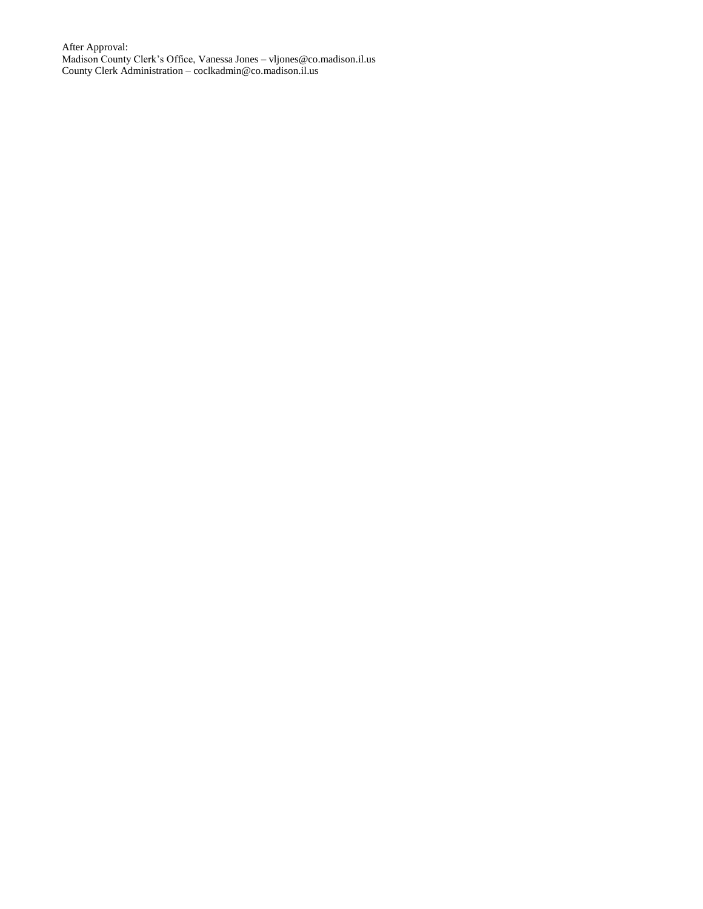After Approval:
Madison County Clerk's Office, Vanessa Jones – vljones@co.madison.il.us
County Clerk Administration – coclkadmin@co.madison.il.us